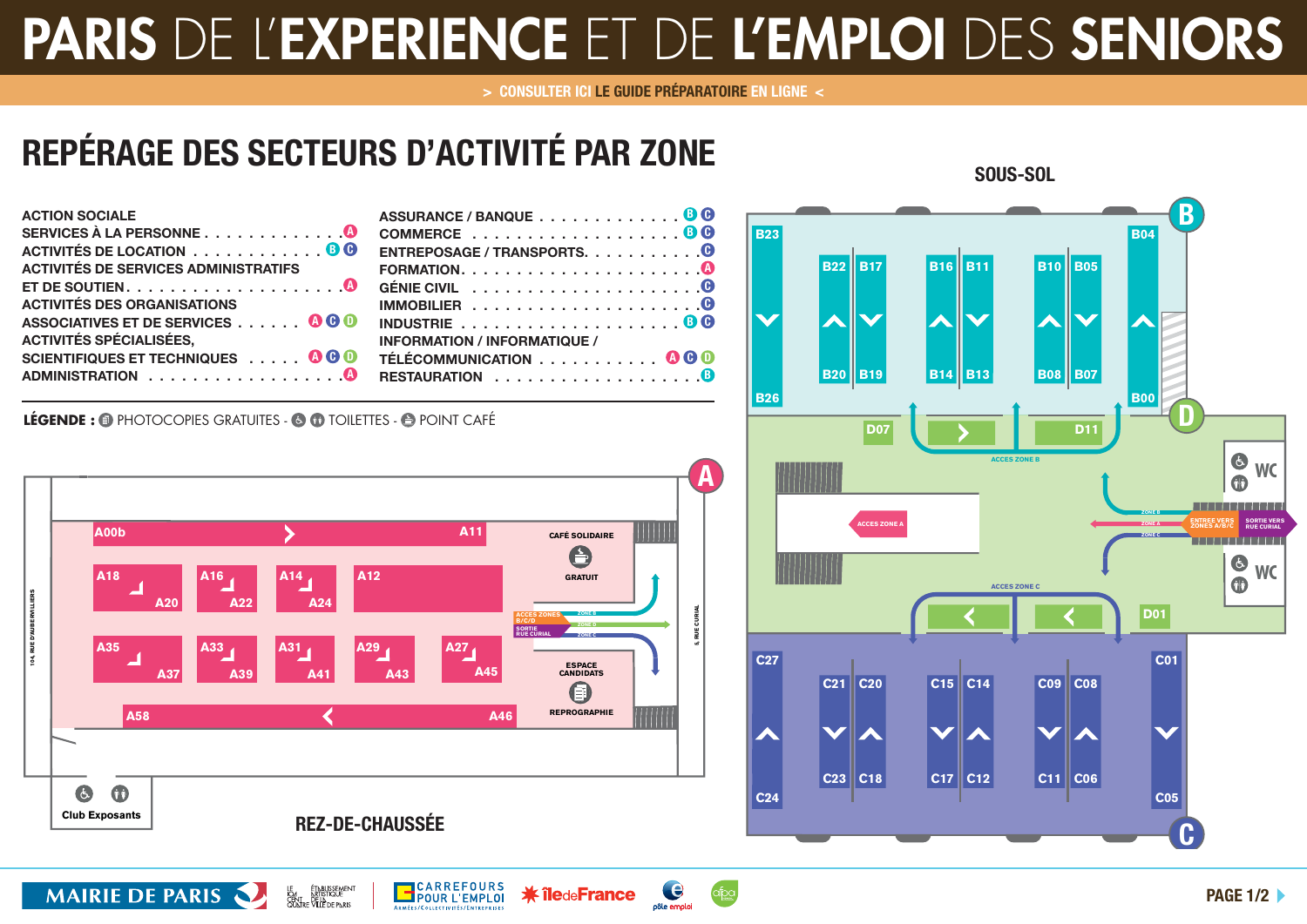# PARIS DE L'EXPERIENCE ET DE L'EMPLOI DES SENIORS

> CONSULTER ICI LE GUIDE PRÉPARATOIRE EN LIGNE <

## REPÉRAGE DES SECTEURS D'ACTIVITÉ PAR ZONE

- ACTION SOCIALE
- SERVICES À LA PERSONNE . . . . . . . . . . . . . A
- ACTIVITÉS DE LOCATION . . . . . . . . . . . . B C
- ACTIVITÉS DE SERVICES ADMINISTRATIFS ET DE SOUTIEN . . . . . . . . . . . . . . . . . . . . A
- ACTIVITÉS DES ORGANISATIONS ASSOCIATIVES ET DE SERVICES . . . . . . A C D
- ACTIVITÉS SPÉCIALISÉES, SCIENTIFIQUES ET TECHNIQUES . . . . . A C D
- ADMINISTRATION . . . . . . . . . . . . . . . . . A
- ASSURANCE / BANQUE . . . . . . . . . . . . . B C
- COMMERCE . . . . . . . . . . . . . . . . . . . . B C
- ENTREPOSAGE / TRANSPORTS. . . . . . . . . . . C
- FORMATION. . . . . . . . . . . . . . . . . . . . . A
- GÉNIE CIVIL . . . . . . . . . . . . . . . . . . . . C
- IMMOBILIER . . . . . . . . . . . . . . . . . . . . C
- INDUSTRIE . . . . . . . . . . . . . . . . . . . . B C
- INFORMATION / INFORMATIQUE / TÉLÉCOMMUNICATION . . . . . . . . . . . A C D
- RESTAURATION . . . . . . . . . . . . . . . . . . B

**LÉGENDE :** PHOTOCOPIES GRATUITES - TOILETTES - POINT CAFÉ

### REZ-DE-CHAUSSÉE

Zone A : A00b – A11, A18 – A20, A16 – A22, A14 – A24, A12, A35 – A37, A33 – A39, A31 – A41, A29 – A43, A27 – A45, A58 – A46

CAFÉ SOLIDAIRE – GRATUIT

ACCES ZONES B/C/D – SORTIE RUE CURIAL (ZONE B, ZONE D, ZONE C)

ESPACE CANDIDATS – REPROGRAPHIE

Club Exposants

104, RUE D'AUBERVILLIERS – 5, RUE CURIAL

### SOUS-SOL

Zone B : B23 – B26, B22 – B20, B17 – B19, B16 – B14, B11 – B13, B10 – B08, B05 – B07, B04 – B00

Zone D : D07, D11, D01 – ACCES ZONE B – ACCES ZONE A – ACCES ZONE C – ENTREE VERS ZONES A/B/C – SORTIE VERS RUE CURIAL – WC

Zone C : C27 – C24, C21 – C23, C20 – C18, C15 – C17, C14 – C12, C09 – C11, C08 – C06, C01 – C05

MAIRIE DE PARIS – LE 104 CENTQUATRE – CARREFOURS POUR L'EMPLOI – îledeFrance – Pôle emploi – afpa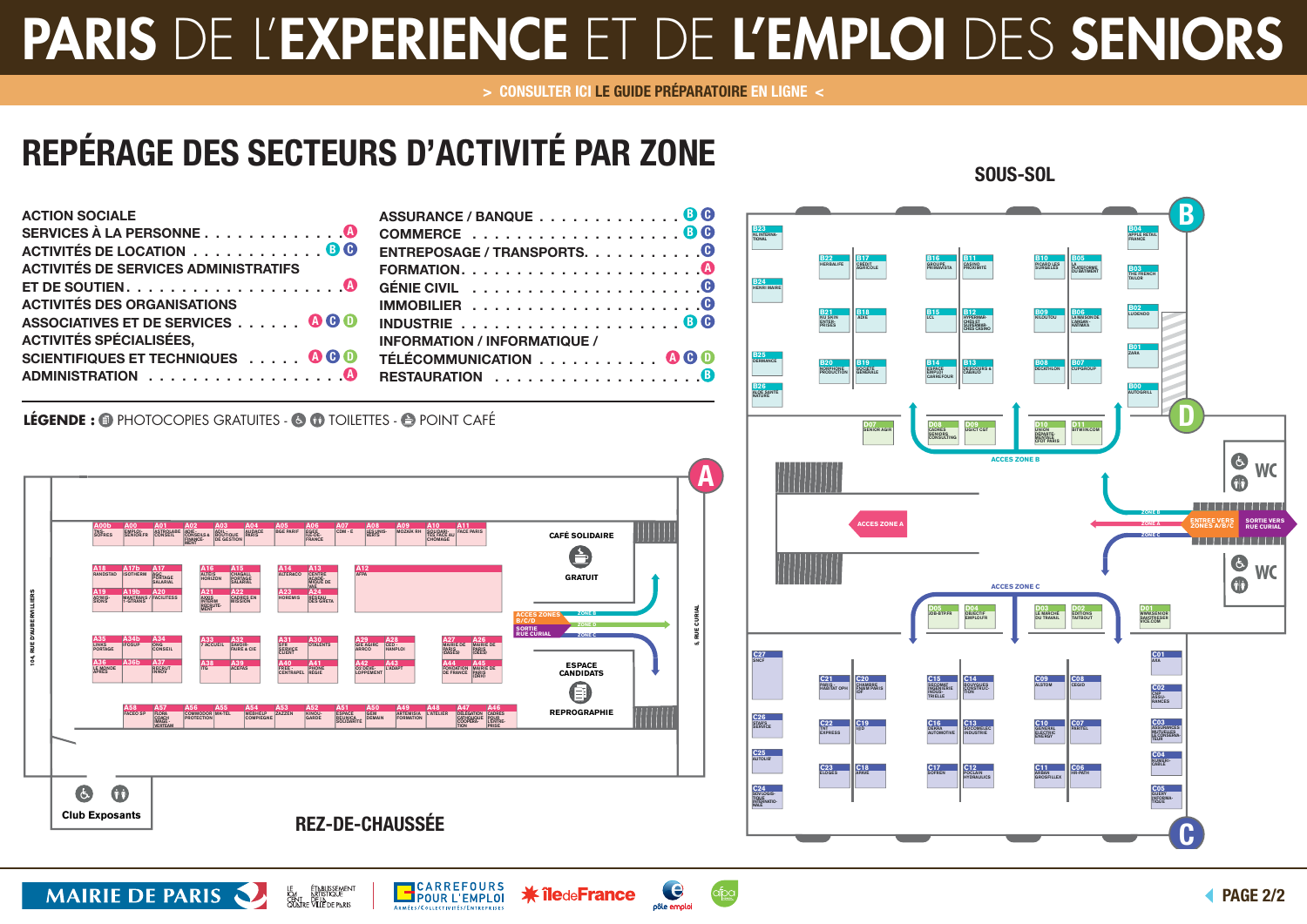# PARIS DE L'EXPERIENCE ET DE L'EMPLOI DES SENIORS

> CONSULTER ICI LE GUIDE PRÉPARATOIRE EN LIGNE <

## REPÉRAGE DES SECTEURS D'ACTIVITÉ PAR ZONE

- ACTION SOCIALE
- SERVICES À LA PERSONNE . . . . . . . . . . . . . A
- ACTIVITÉS DE LOCATION . . . . . . . . . . . . B C
- ACTIVITÉS DE SERVICES ADMINISTRATIFS ET DE SOUTIEN . . . . . . . . . . . . . . . . . . A
- ACTIVITÉS DES ORGANISATIONS ASSOCIATIVES ET DE SERVICES . . . . . . A C D
- ACTIVITÉS SPÉCIALISÉES, SCIENTIFIQUES ET TECHNIQUES . . . . . A C D
- ADMINISTRATION . . . . . . . . . . . . . . . . . . A
- ASSURANCE / BANQUE . . . . . . . . . . . . . B C
- COMMERCE . . . . . . . . . . . . . . . . . . . . B C
- ENTREPOSAGE / TRANSPORTS. . . . . . . . . . C
- FORMATION. . . . . . . . . . . . . . . . . . . . . . A
- GÉNIE CIVIL . . . . . . . . . . . . . . . . . . . . . C
- IMMOBILIER . . . . . . . . . . . . . . . . . . . . . C
- INDUSTRIE . . . . . . . . . . . . . . . . . . . . B C
- INFORMATION / INFORMATIQUE / TÉLÉCOMMUNICATION . . . . . . . . . . . A C D
- RESTAURATION . . . . . . . . . . . . . . . . . . . B

**LÉGENDE :** PHOTOCOPIES GRATUITES - TOILETTES - POINT CAFÉ

REZ-DE-CHAUSSÉE

SOUS-SOL

Club Exposants

CAFÉ SOLIDAIRE

GRATUIT

ESPACE CANDIDATS

REPROGRAPHIE

ACCES ZONES B/C/D

SORTIE RUE CURIAL

ACCES ZONE B

ACCES ZONE A

ACCES ZONE C

ENTREE VERS ZONES A/B/C

SORTIE VERS RUE CURIAL

WC

104, RUE D'AUBERVILLIERS

5, RUE CURIAL

MAIRIE DE PARIS – LE CENTQUATRE – CARREFOURS POUR L'EMPLOI – îledeFrance – pôle emploi – afpa